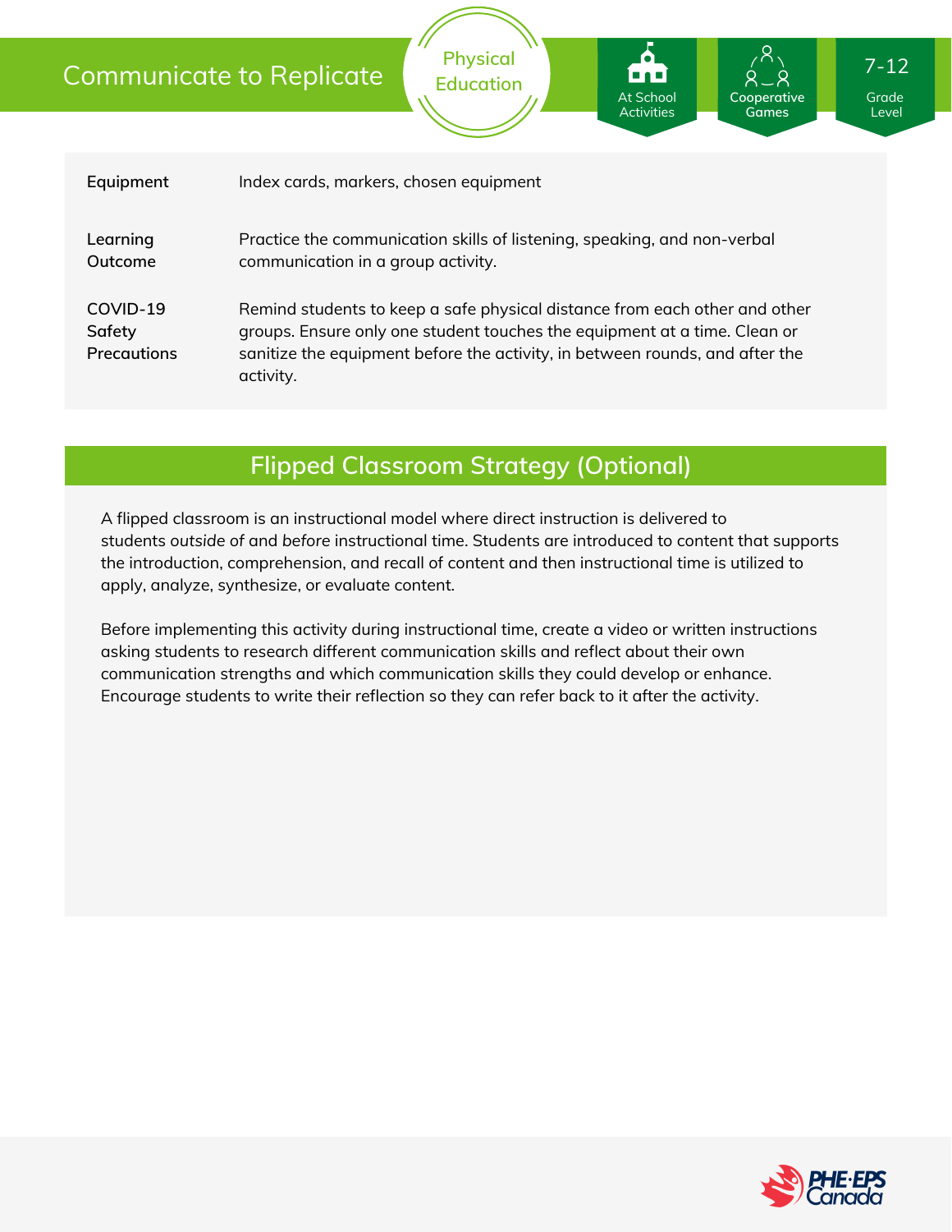# Communicate to Replicate

Physical Education

At School Activities | Cooperative Games | 7-12 Grade Level

| | |
|---|---|
| **Equipment** | Index cards, markers, chosen equipment |
| **Learning Outcome** | Practice the communication skills of listening, speaking, and non-verbal communication in a group activity. |
| **COVID-19 Safety Precautions** | Remind students to keep a safe physical distance from each other and other groups. Ensure only one student touches the equipment at a time. Clean or sanitize the equipment before the activity, in between rounds, and after the activity. |

## Flipped Classroom Strategy (Optional)

A flipped classroom is an instructional model where direct instruction is delivered to students *outside* of and *before* instructional time. Students are introduced to content that supports the introduction, comprehension, and recall of content and then instructional time is utilized to apply, analyze, synthesize, or evaluate content.

Before implementing this activity during instructional time, create a video or written instructions asking students to research different communication skills and reflect about their own communication strengths and which communication skills they could develop or enhance. Encourage students to write their reflection so they can refer back to it after the activity.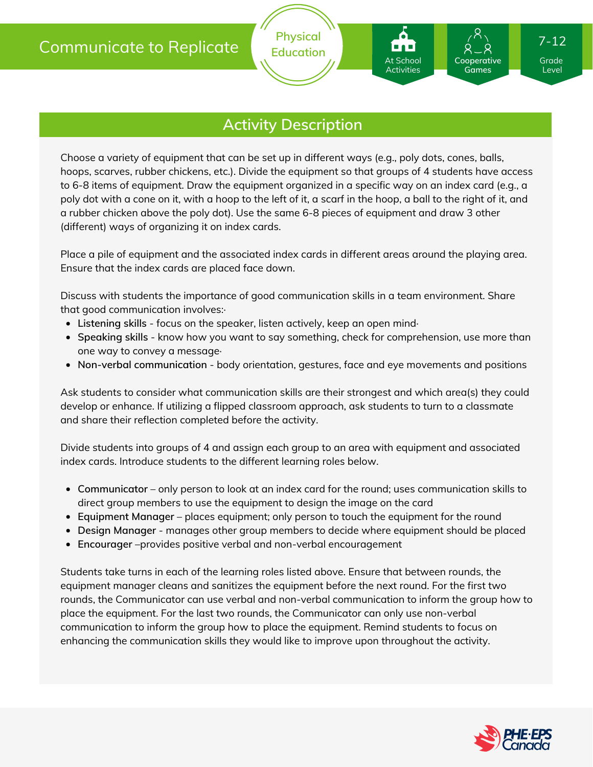## Activity Description

Choose a variety of equipment that can be set up in different ways (e.g., poly dots, cones, balls, hoops, scarves, rubber chickens, etc.). Divide the equipment so that groups of 4 students have access to 6-8 items of equipment. Draw the equipment organized in a specific way on an index card (e.g., a poly dot with a cone on it, with a hoop to the left of it, a scarf in the hoop, a ball to the right of it, and a rubber chicken above the poly dot). Use the same 6-8 pieces of equipment and draw 3 other (different) ways of organizing it on index cards.

Place a pile of equipment and the associated index cards in different areas around the playing area. Ensure that the index cards are placed face down.

Discuss with students the importance of good communication skills in a team environment. Share that good communication involves:·

- **Listening skills** - focus on the speaker, listen actively, keep an open mind·
- **Speaking skills** - know how you want to say something, check for comprehension, use more than one way to convey a message·
- **Non-verbal communication** - body orientation, gestures, face and eye movements and positions

Ask students to consider what communication skills are their strongest and which area(s) they could develop or enhance. If utilizing a flipped classroom approach, ask students to turn to a classmate and share their reflection completed before the activity.

Divide students into groups of 4 and assign each group to an area with equipment and associated index cards. Introduce students to the different learning roles below.

- **Communicator** – only person to look at an index card for the round; uses communication skills to direct group members to use the equipment to design the image on the card
- **Equipment Manager** – places equipment; only person to touch the equipment for the round
- **Design Manager** - manages other group members to decide where equipment should be placed
- **Encourager** –provides positive verbal and non-verbal encouragement

Students take turns in each of the learning roles listed above. Ensure that between rounds, the equipment manager cleans and sanitizes the equipment before the next round. For the first two rounds, the Communicator can use verbal and non-verbal communication to inform the group how to place the equipment. For the last two rounds, the Communicator can only use non-verbal communication to inform the group how to place the equipment. Remind students to focus on enhancing the communication skills they would like to improve upon throughout the activity.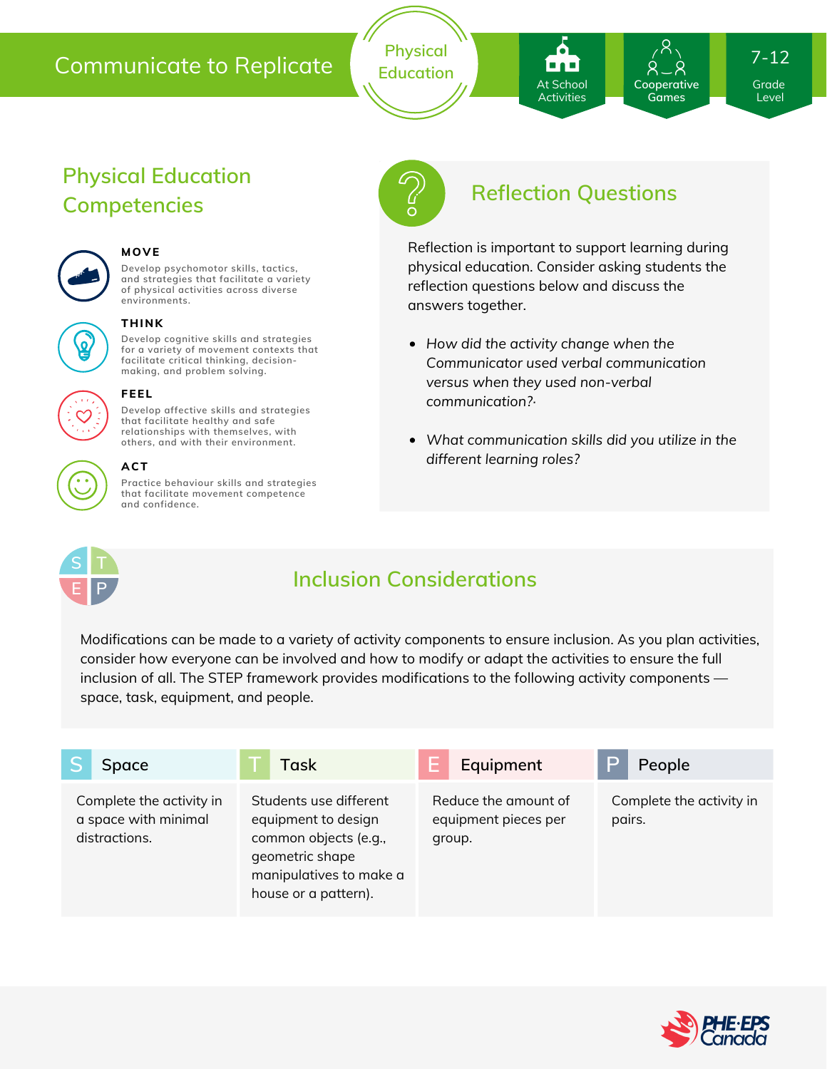# Communicate to Replicate

Physical Education

At School Activities | Cooperative Games | 7-12 Grade Level

## Physical Education Competencies

**MOVE**

Develop psychomotor skills, tactics, and strategies that facilitate a variety of physical activities across diverse environments.

**THINK**

Develop cognitive skills and strategies for a variety of movement contexts that facilitate critical thinking, decision-making, and problem solving.

**FEEL**

Develop affective skills and strategies that facilitate healthy and safe relationships with themselves, with others, and with their environment.

**ACT**

Practice behaviour skills and strategies that facilitate movement competence and confidence.

## Reflection Questions

Reflection is important to support learning during physical education. Consider asking students the reflection questions below and discuss the answers together.

- *How did the activity change when the Communicator used verbal communication versus when they used non-verbal communication?·*
- *What communication skills did you utilize in the different learning roles?*

## Inclusion Considerations

Modifications can be made to a variety of activity components to ensure inclusion. As you plan activities, consider how everyone can be involved and how to modify or adapt the activities to ensure the full inclusion of all. The STEP framework provides modifications to the following activity components — space, task, equipment, and people.

| S Space | T Task | E Equipment | P People |
|---|---|---|---|
| Complete the activity in a space with minimal distractions. | Students use different equipment to design common objects (e.g., geometric shape manipulatives to make a house or a pattern). | Reduce the amount of equipment pieces per group. | Complete the activity in pairs. |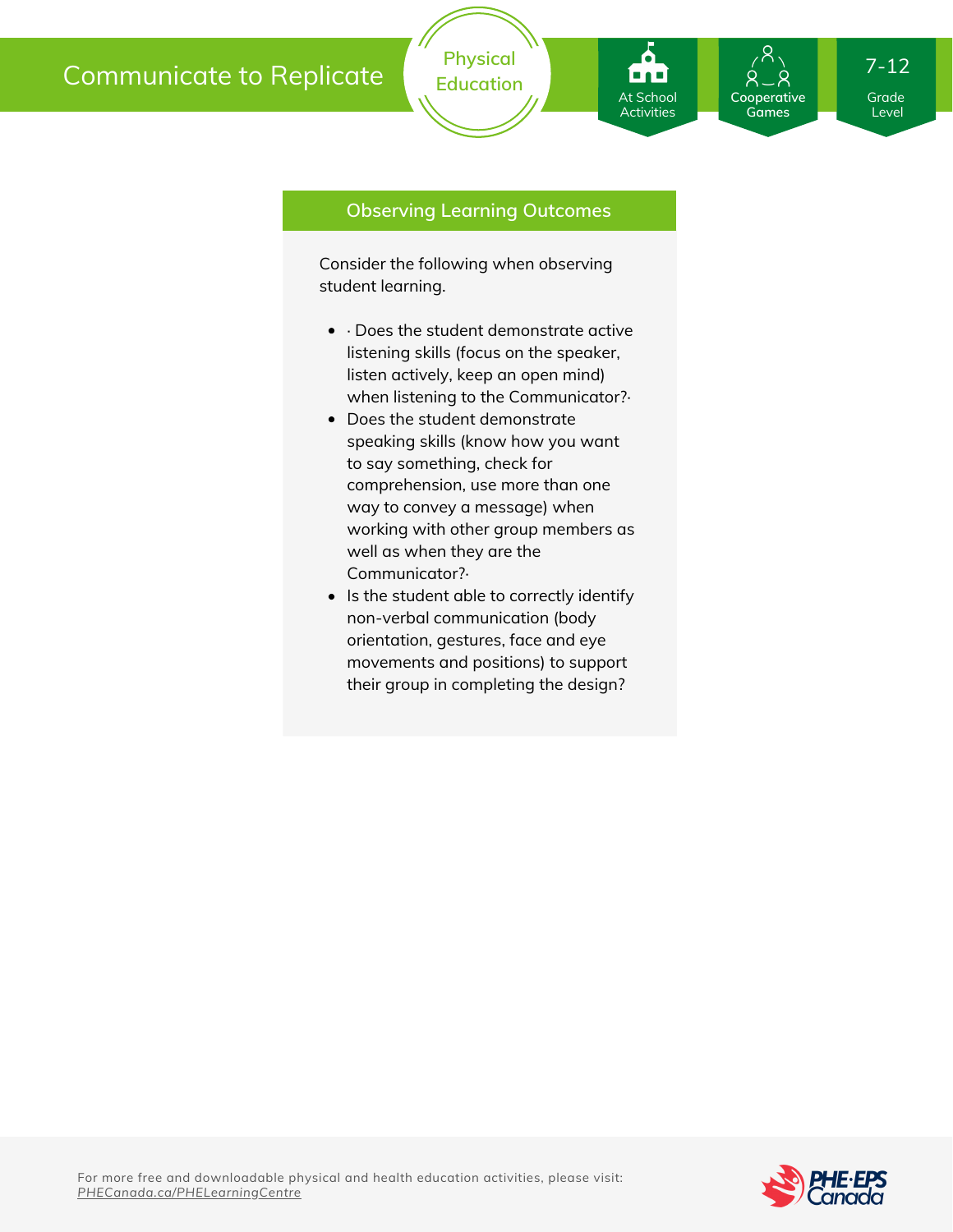## Observing Learning Outcomes

Consider the following when observing student learning.

- · Does the student demonstrate active listening skills (focus on the speaker, listen actively, keep an open mind) when listening to the Communicator?·
- Does the student demonstrate speaking skills (know how you want to say something, check for comprehension, use more than one way to convey a message) when working with other group members as well as when they are the Communicator?·
- Is the student able to correctly identify non-verbal communication (body orientation, gestures, face and eye movements and positions) to support their group in completing the design?